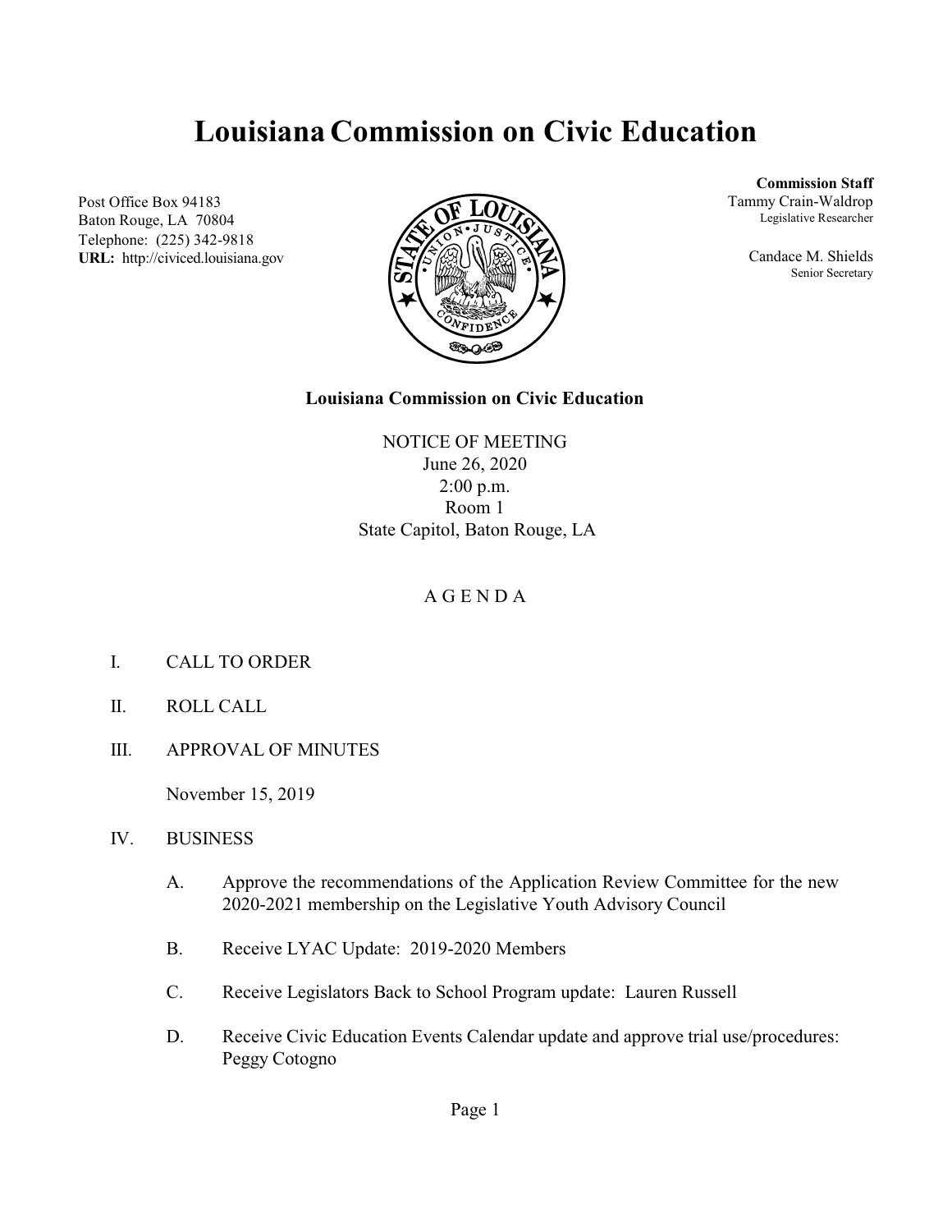# Louisiana Commission on Civic Education

Post Office Box 94183
Baton Rouge, LA 70804
Telephone: (225) 342-9818
**URL:** http://civiced.louisiana.gov

**Commission Staff**
Tammy Crain-Waldrop
Legislative Researcher

Candace M. Shields
Senior Secretary

**Louisiana Commission on Civic Education**

NOTICE OF MEETING
June 26, 2020
2:00 p.m.
Room 1
State Capitol, Baton Rouge, LA

A G E N D A

I. CALL TO ORDER

II. ROLL CALL

III. APPROVAL OF MINUTES

November 15, 2019

IV. BUSINESS

A. Approve the recommendations of the Application Review Committee for the new 2020-2021 membership on the Legislative Youth Advisory Council

B. Receive LYAC Update: 2019-2020 Members

C. Receive Legislators Back to School Program update: Lauren Russell

D. Receive Civic Education Events Calendar update and approve trial use/procedures: Peggy Cotogno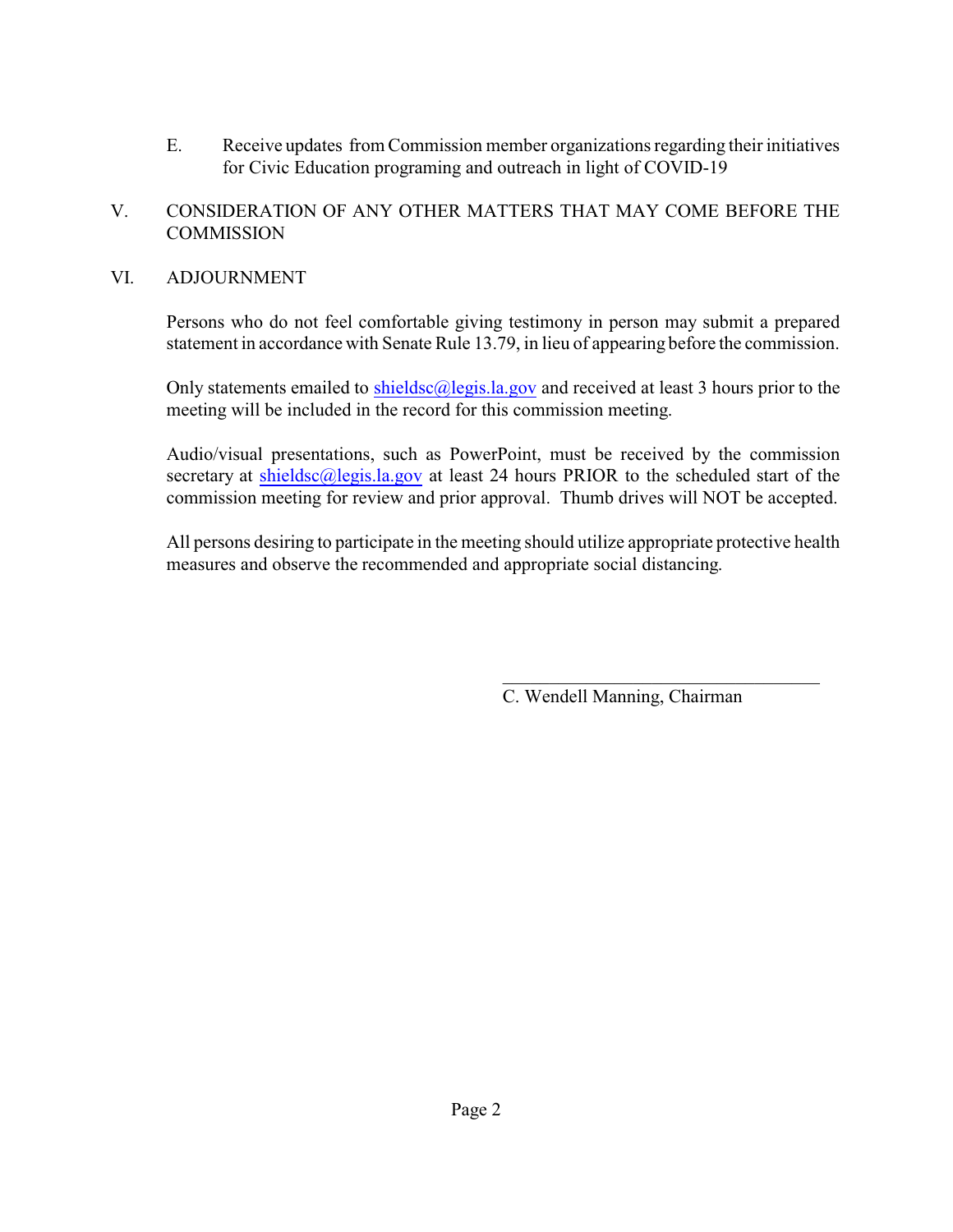E. Receive updates from Commission member organizations regarding their initiatives for Civic Education programing and outreach in light of COVID-19

V. CONSIDERATION OF ANY OTHER MATTERS THAT MAY COME BEFORE THE COMMISSION

VI. ADJOURNMENT

Persons who do not feel comfortable giving testimony in person may submit a prepared statement in accordance with Senate Rule 13.79, in lieu of appearing before the commission.

Only statements emailed to shieldsc@legis.la.gov and received at least 3 hours prior to the meeting will be included in the record for this commission meeting.

Audio/visual presentations, such as PowerPoint, must be received by the commission secretary at shieldsc@legis.la.gov at least 24 hours PRIOR to the scheduled start of the commission meeting for review and prior approval. Thumb drives will NOT be accepted.

All persons desiring to participate in the meeting should utilize appropriate protective health measures and observe the recommended and appropriate social distancing.

\_\_\_\_\_\_\_\_\_\_\_\_\_\_\_\_\_\_\_\_\_\_\_\_\_\_\_\_\_\_\_\_

C. Wendell Manning, Chairman